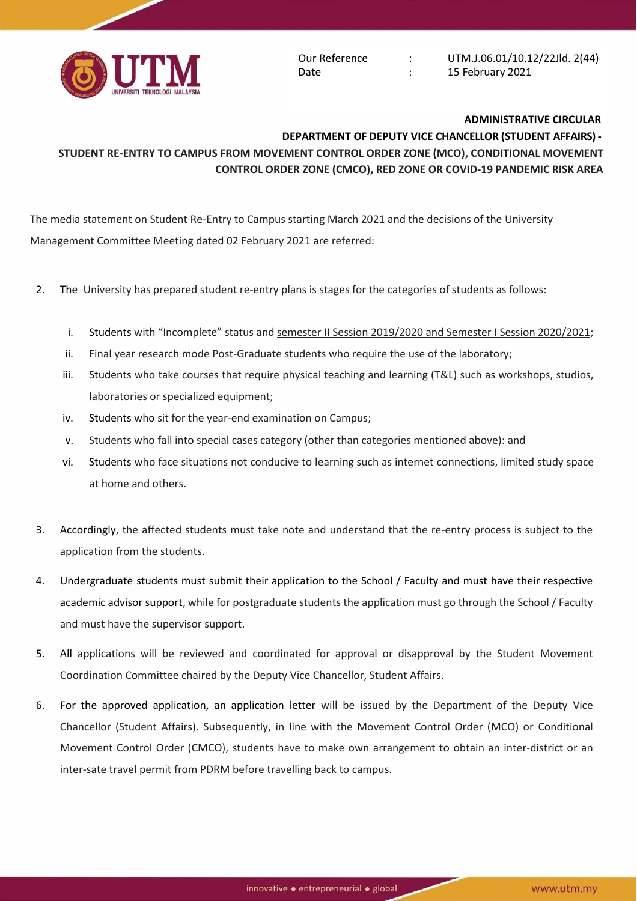Our Reference : UTM.J.06.01/10.12/22Jld. 2(44)
Date : 15 February 2021

**ADMINISTRATIVE CIRCULAR**

**DEPARTMENT OF DEPUTY VICE CHANCELLOR (STUDENT AFFAIRS) -**

**STUDENT RE-ENTRY TO CAMPUS FROM MOVEMENT CONTROL ORDER ZONE (MCO), CONDITIONAL MOVEMENT CONTROL ORDER ZONE (CMCO), RED ZONE OR COVID-19 PANDEMIC RISK AREA**

The media statement on Student Re-Entry to Campus starting March 2021 and the decisions of the University Management Committee Meeting dated 02 February 2021 are referred:

2. The University has prepared student re-entry plans is stages for the categories of students as follows:

   i. Students with "Incomplete" status and semester II Session 2019/2020 and Semester I Session 2020/2021;
   ii. Final year research mode Post-Graduate students who require the use of the laboratory;
   iii. Students who take courses that require physical teaching and learning (T&L) such as workshops, studios, laboratories or specialized equipment;
   iv. Students who sit for the year-end examination on Campus;
   v. Students who fall into special cases category (other than categories mentioned above): and
   vi. Students who face situations not conducive to learning such as internet connections, limited study space at home and others.

3. Accordingly, the affected students must take note and understand that the re-entry process is subject to the application from the students.

4. Undergraduate students must submit their application to the School / Faculty and must have their respective academic advisor support, while for postgraduate students the application must go through the School / Faculty and must have the supervisor support.

5. All applications will be reviewed and coordinated for approval or disapproval by the Student Movement Coordination Committee chaired by the Deputy Vice Chancellor, Student Affairs.

6. For the approved application, an application letter will be issued by the Department of the Deputy Vice Chancellor (Student Affairs). Subsequently, in line with the Movement Control Order (MCO) or Conditional Movement Control Order (CMCO), students have to make own arrangement to obtain an inter-district or an inter-sate travel permit from PDRM before travelling back to campus.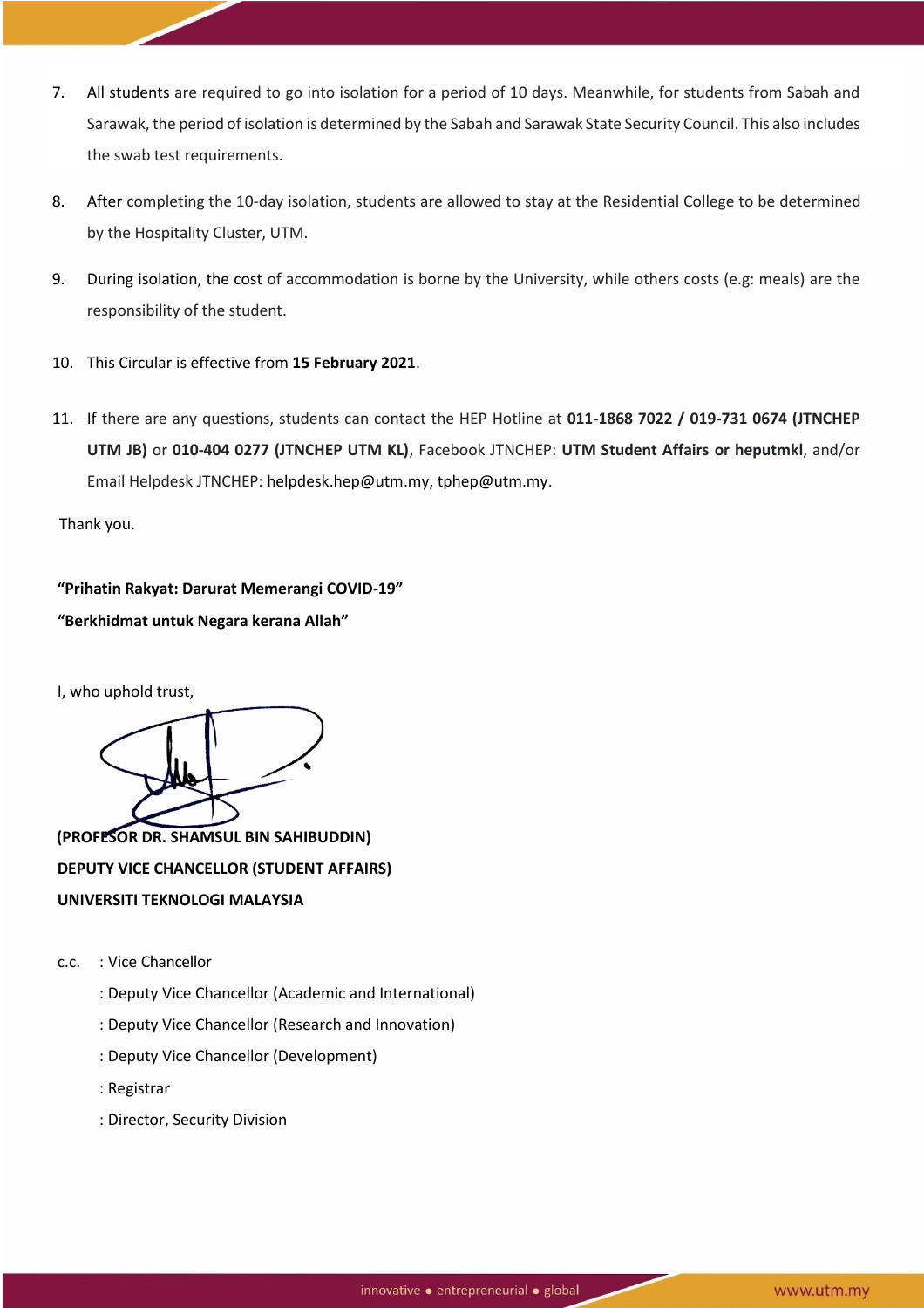7. All students are required to go into isolation for a period of 10 days. Meanwhile, for students from Sabah and Sarawak, the period of isolation is determined by the Sabah and Sarawak State Security Council. This also includes the swab test requirements.

8. After completing the 10-day isolation, students are allowed to stay at the Residential College to be determined by the Hospitality Cluster, UTM.

9. During isolation, the cost of accommodation is borne by the University, while others costs (e.g: meals) are the responsibility of the student.

10. This Circular is effective from **15 February 2021**.

11. If there are any questions, students can contact the HEP Hotline at **011-1868 7022 / 019-731 0674 (JTNCHEP UTM JB)** or **010-404 0277 (JTNCHEP UTM KL)**, Facebook JTNCHEP: **UTM Student Affairs or heputmkl**, and/or Email Helpdesk JTNCHEP: helpdesk.hep@utm.my, tphep@utm.my.

Thank you.

**"Prihatin Rakyat: Darurat Memerangi COVID-19"**
**"Berkhidmat untuk Negara kerana Allah"**

I, who uphold trust,

**(PROFESOR DR. SHAMSUL BIN SAHIBUDDIN)**
**DEPUTY VICE CHANCELLOR (STUDENT AFFAIRS)**
**UNIVERSITI TEKNOLOGI MALAYSIA**

c.c. : Vice Chancellor
: Deputy Vice Chancellor (Academic and International)
: Deputy Vice Chancellor (Research and Innovation)
: Deputy Vice Chancellor (Development)
: Registrar
: Director, Security Division